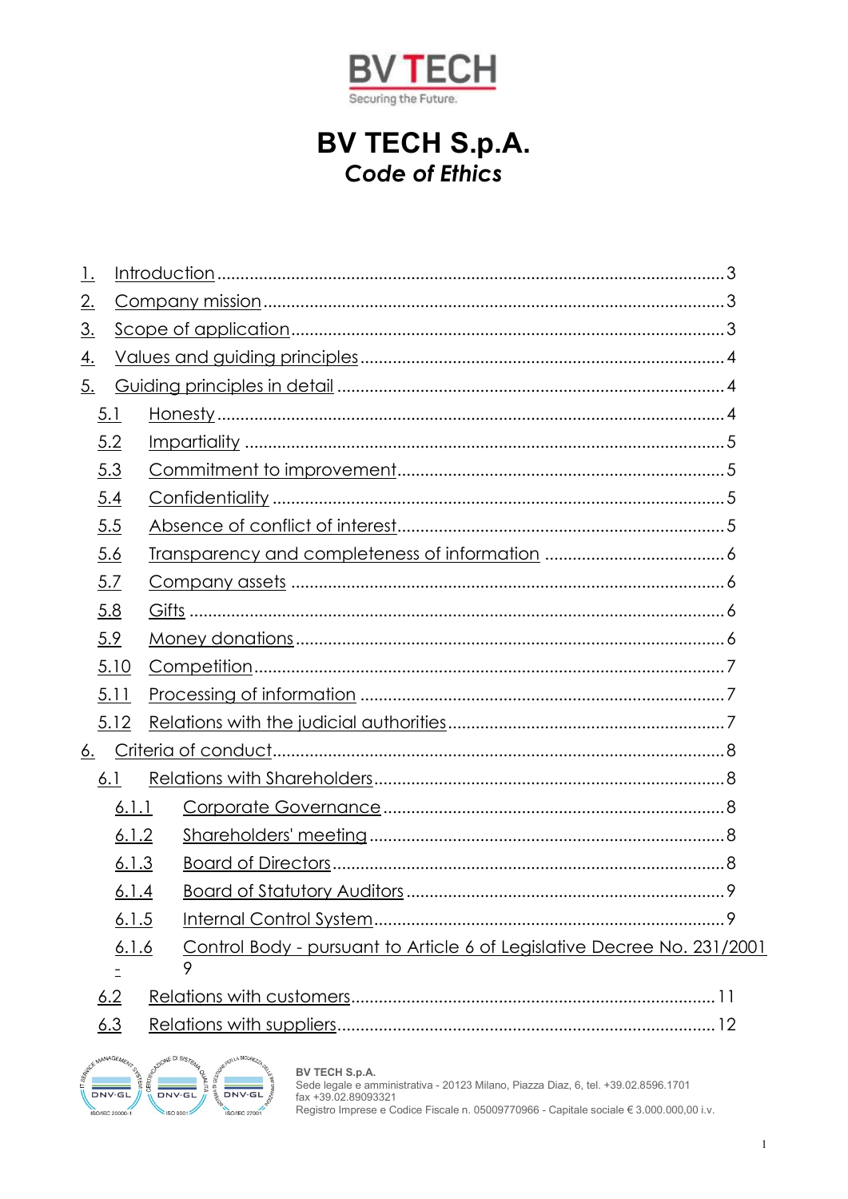BV TECH

Securing the Future.

# BV TECH S.p.A.
## *Code of Ethics*

1. Introduction ..... 3
2. Company mission ..... 3
3. Scope of application ..... 3
4. Values and guiding principles ..... 4
5. Guiding principles in detail ..... 4
   - 5.1 Honesty ..... 4
   - 5.2 Impartiality ..... 5
   - 5.3 Commitment to improvement ..... 5
   - 5.4 Confidentiality ..... 5
   - 5.5 Absence of conflict of interest ..... 5
   - 5.6 Transparency and completeness of information ..... 6
   - 5.7 Company assets ..... 6
   - 5.8 Gifts ..... 6
   - 5.9 Money donations ..... 6
   - 5.10 Competition ..... 7
   - 5.11 Processing of information ..... 7
   - 5.12 Relations with the judicial authorities ..... 7
6. Criteria of conduct ..... 8
   - 6.1 Relations with Shareholders ..... 8
     - 6.1.1 Corporate Governance ..... 8
     - 6.1.2 Shareholders' meeting ..... 8
     - 6.1.3 Board of Directors ..... 8
     - 6.1.4 Board of Statutory Auditors ..... 9
     - 6.1.5 Internal Control System ..... 9
     - 6.1.6 Control Body - pursuant to Article 6 of Legislative Decree No. 231/2001 - ..... 9
   - 6.2 Relations with customers ..... 11
   - 6.3 Relations with suppliers ..... 12

BV TECH S.p.A.
Sede legale e amministrativa - 20123 Milano, Piazza Diaz, 6, tel. +39.02.8596.1701
fax +39.02.89093321
Registro Imprese e Codice Fiscale n. 05009770966 - Capitale sociale € 3.000.000,00 i.v.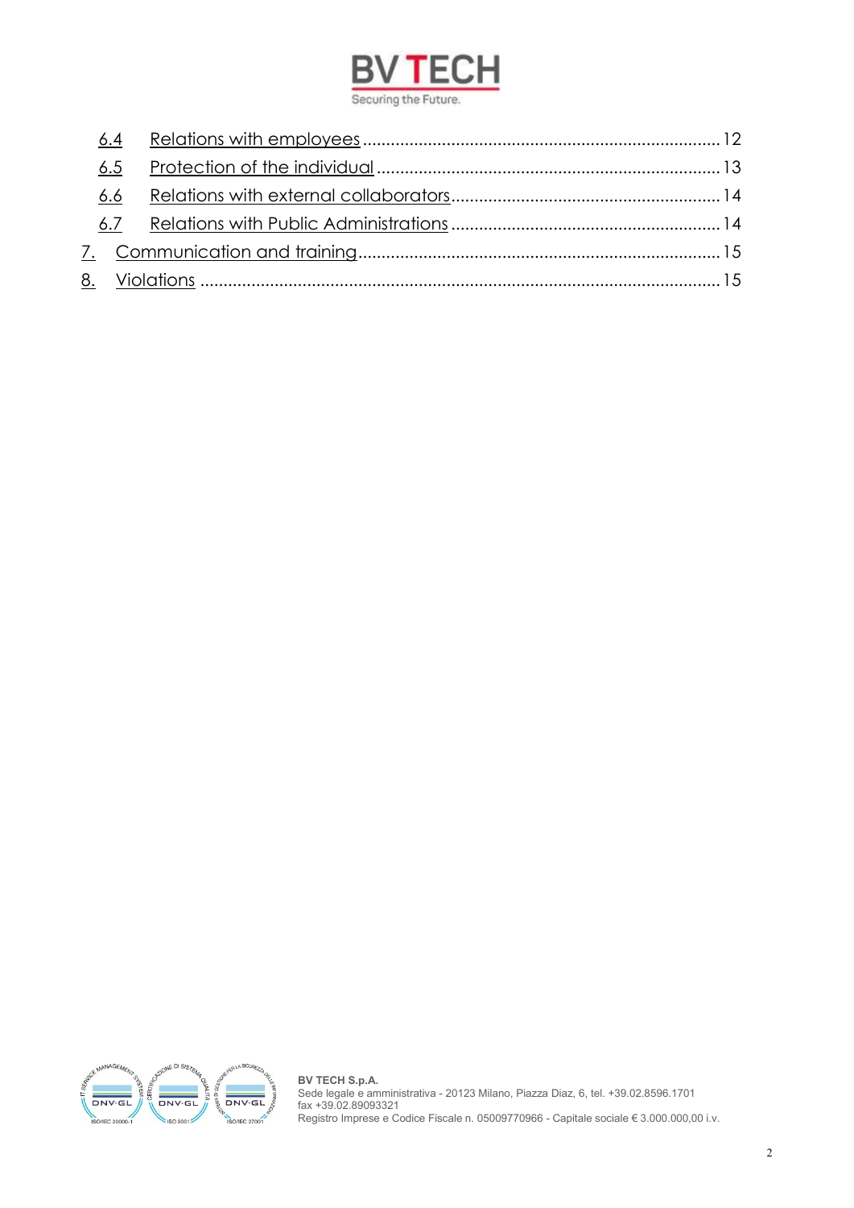- 6.4 Relations with employees ........ 12
- 6.5 Protection of the individual ........ 13
- 6.6 Relations with external collaborators ........ 14
- 6.7 Relations with Public Administrations ........ 14

7. Communication and training ........ 15
8. Violations ........ 15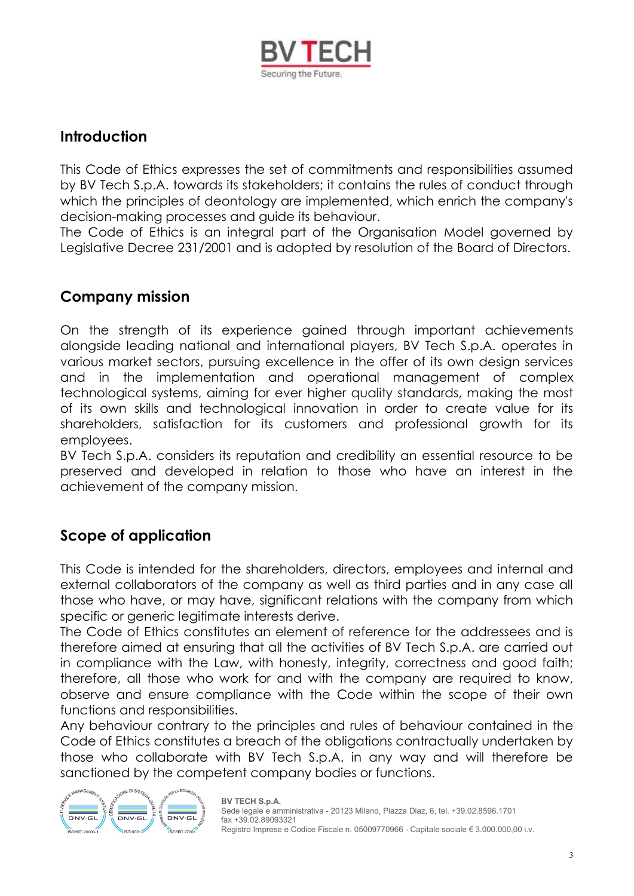## Introduction

This Code of Ethics expresses the set of commitments and responsibilities assumed by BV Tech S.p.A. towards its stakeholders; it contains the rules of conduct through which the principles of deontology are implemented, which enrich the company's decision-making processes and guide its behaviour.
The Code of Ethics is an integral part of the Organisation Model governed by Legislative Decree 231/2001 and is adopted by resolution of the Board of Directors.

## Company mission

On the strength of its experience gained through important achievements alongside leading national and international players, BV Tech S.p.A. operates in various market sectors, pursuing excellence in the offer of its own design services and in the implementation and operational management of complex technological systems, aiming for ever higher quality standards, making the most of its own skills and technological innovation in order to create value for its shareholders, satisfaction for its customers and professional growth for its employees.
BV Tech S.p.A. considers its reputation and credibility an essential resource to be preserved and developed in relation to those who have an interest in the achievement of the company mission.

## Scope of application

This Code is intended for the shareholders, directors, employees and internal and external collaborators of the company as well as third parties and in any case all those who have, or may have, significant relations with the company from which specific or generic legitimate interests derive.
The Code of Ethics constitutes an element of reference for the addressees and is therefore aimed at ensuring that all the activities of BV Tech S.p.A. are carried out in compliance with the Law, with honesty, integrity, correctness and good faith; therefore, all those who work for and with the company are required to know, observe and ensure compliance with the Code within the scope of their own functions and responsibilities.
Any behaviour contrary to the principles and rules of behaviour contained in the Code of Ethics constitutes a breach of the obligations contractually undertaken by those who collaborate with BV Tech S.p.A. in any way and will therefore be sanctioned by the competent company bodies or functions.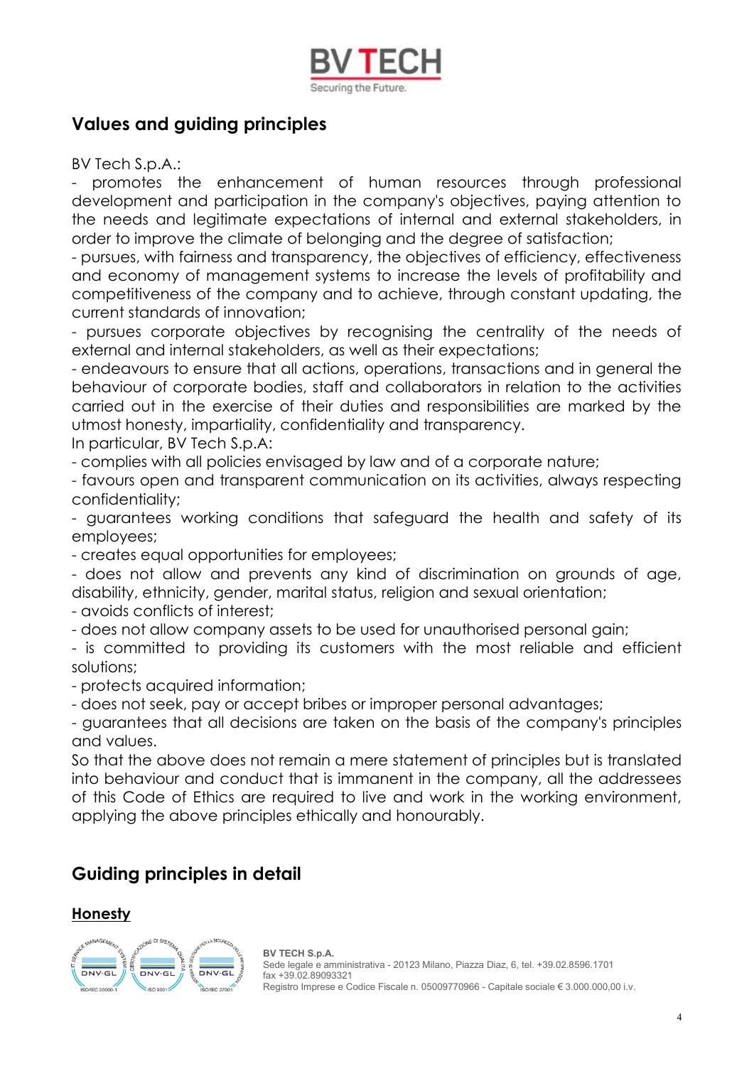## Values and guiding principles

BV Tech S.p.A.:

- promotes the enhancement of human resources through professional development and participation in the company's objectives, paying attention to the needs and legitimate expectations of internal and external stakeholders, in order to improve the climate of belonging and the degree of satisfaction;
- pursues, with fairness and transparency, the objectives of efficiency, effectiveness and economy of management systems to increase the levels of profitability and competitiveness of the company and to achieve, through constant updating, the current standards of innovation;
- pursues corporate objectives by recognising the centrality of the needs of external and internal stakeholders, as well as their expectations;
- endeavours to ensure that all actions, operations, transactions and in general the behaviour of corporate bodies, staff and collaborators in relation to the activities carried out in the exercise of their duties and responsibilities are marked by the utmost honesty, impartiality, confidentiality and transparency.

In particular, BV Tech S.p.A:

- complies with all policies envisaged by law and of a corporate nature;
- favours open and transparent communication on its activities, always respecting confidentiality;
- guarantees working conditions that safeguard the health and safety of its employees;
- creates equal opportunities for employees;
- does not allow and prevents any kind of discrimination on grounds of age, disability, ethnicity, gender, marital status, religion and sexual orientation;
- avoids conflicts of interest;
- does not allow company assets to be used for unauthorised personal gain;
- is committed to providing its customers with the most reliable and efficient solutions;
- protects acquired information;
- does not seek, pay or accept bribes or improper personal advantages;
- guarantees that all decisions are taken on the basis of the company's principles and values.

So that the above does not remain a mere statement of principles but is translated into behaviour and conduct that is immanent in the company, all the addressees of this Code of Ethics are required to live and work in the working environment, applying the above principles ethically and honourably.

## Guiding principles in detail

### Honesty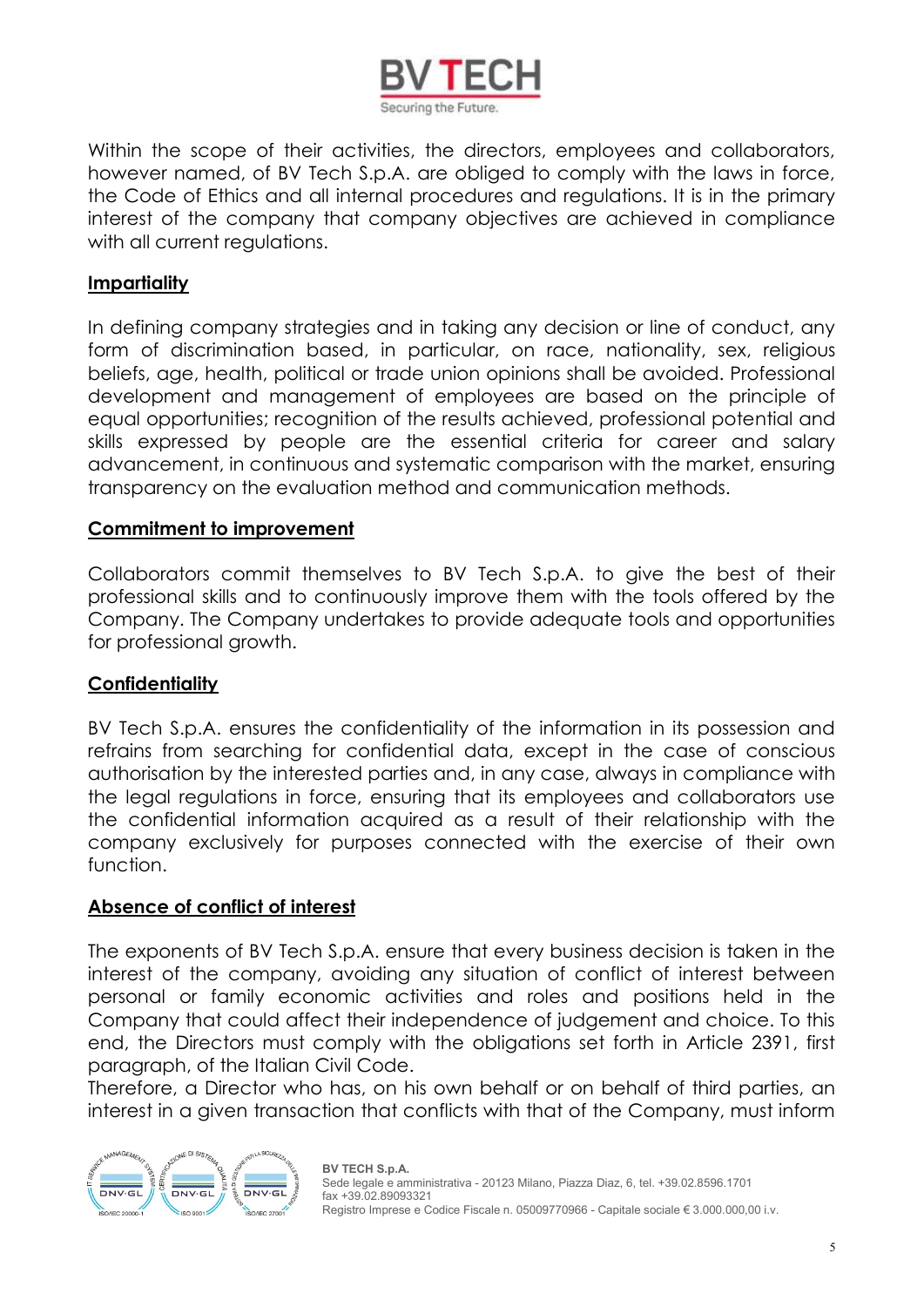Within the scope of their activities, the directors, employees and collaborators, however named, of BV Tech S.p.A. are obliged to comply with the laws in force, the Code of Ethics and all internal procedures and regulations. It is in the primary interest of the company that company objectives are achieved in compliance with all current regulations.

## Impartiality

In defining company strategies and in taking any decision or line of conduct, any form of discrimination based, in particular, on race, nationality, sex, religious beliefs, age, health, political or trade union opinions shall be avoided. Professional development and management of employees are based on the principle of equal opportunities; recognition of the results achieved, professional potential and skills expressed by people are the essential criteria for career and salary advancement, in continuous and systematic comparison with the market, ensuring transparency on the evaluation method and communication methods.

## Commitment to improvement

Collaborators commit themselves to BV Tech S.p.A. to give the best of their professional skills and to continuously improve them with the tools offered by the Company. The Company undertakes to provide adequate tools and opportunities for professional growth.

## Confidentiality

BV Tech S.p.A. ensures the confidentiality of the information in its possession and refrains from searching for confidential data, except in the case of conscious authorisation by the interested parties and, in any case, always in compliance with the legal regulations in force, ensuring that its employees and collaborators use the confidential information acquired as a result of their relationship with the company exclusively for purposes connected with the exercise of their own function.

## Absence of conflict of interest

The exponents of BV Tech S.p.A. ensure that every business decision is taken in the interest of the company, avoiding any situation of conflict of interest between personal or family economic activities and roles and positions held in the Company that could affect their independence of judgement and choice. To this end, the Directors must comply with the obligations set forth in Article 2391, first paragraph, of the Italian Civil Code.
Therefore, a Director who has, on his own behalf or on behalf of third parties, an interest in a given transaction that conflicts with that of the Company, must inform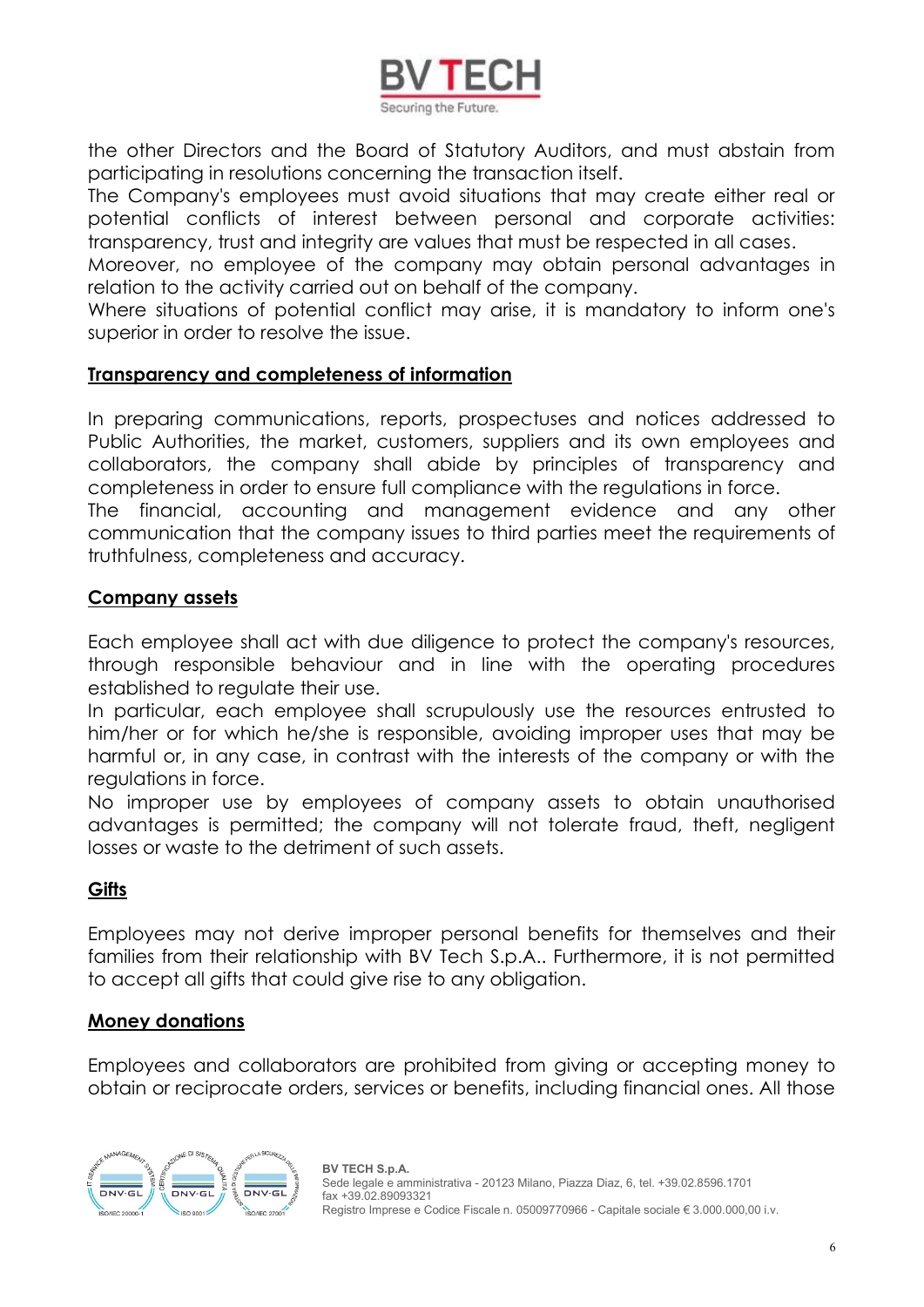the other Directors and the Board of Statutory Auditors, and must abstain from participating in resolutions concerning the transaction itself.
The Company's employees must avoid situations that may create either real or potential conflicts of interest between personal and corporate activities: transparency, trust and integrity are values that must be respected in all cases.
Moreover, no employee of the company may obtain personal advantages in relation to the activity carried out on behalf of the company.
Where situations of potential conflict may arise, it is mandatory to inform one's superior in order to resolve the issue.

## Transparency and completeness of information

In preparing communications, reports, prospectuses and notices addressed to Public Authorities, the market, customers, suppliers and its own employees and collaborators, the company shall abide by principles of transparency and completeness in order to ensure full compliance with the regulations in force.
The financial, accounting and management evidence and any other communication that the company issues to third parties meet the requirements of truthfulness, completeness and accuracy.

## Company assets

Each employee shall act with due diligence to protect the company's resources, through responsible behaviour and in line with the operating procedures established to regulate their use.
In particular, each employee shall scrupulously use the resources entrusted to him/her or for which he/she is responsible, avoiding improper uses that may be harmful or, in any case, in contrast with the interests of the company or with the regulations in force.
No improper use by employees of company assets to obtain unauthorised advantages is permitted; the company will not tolerate fraud, theft, negligent losses or waste to the detriment of such assets.

## Gifts

Employees may not derive improper personal benefits for themselves and their families from their relationship with BV Tech S.p.A.. Furthermore, it is not permitted to accept all gifts that could give rise to any obligation.

## Money donations

Employees and collaborators are prohibited from giving or accepting money to obtain or reciprocate orders, services or benefits, including financial ones. All those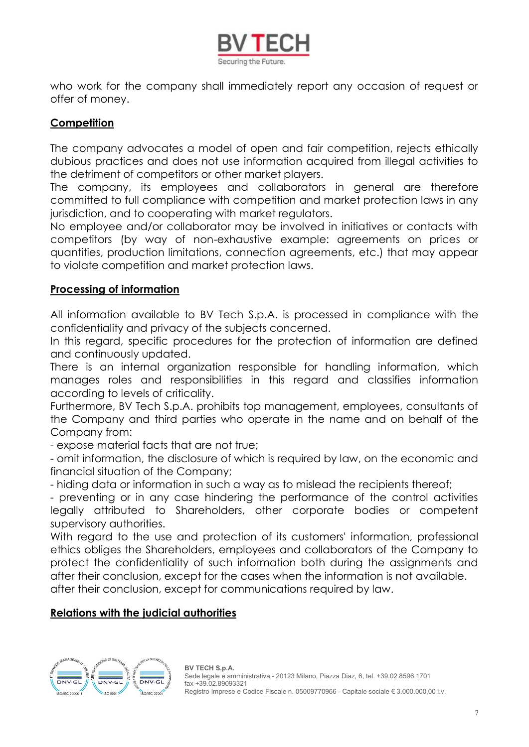who work for the company shall immediately report any occasion of request or offer of money.

**Competition**

The company advocates a model of open and fair competition, rejects ethically dubious practices and does not use information acquired from illegal activities to the detriment of competitors or other market players.
The company, its employees and collaborators in general are therefore committed to full compliance with competition and market protection laws in any jurisdiction, and to cooperating with market regulators.
No employee and/or collaborator may be involved in initiatives or contacts with competitors (by way of non-exhaustive example: agreements on prices or quantities, production limitations, connection agreements, etc.) that may appear to violate competition and market protection laws.

**Processing of information**

All information available to BV Tech S.p.A. is processed in compliance with the confidentiality and privacy of the subjects concerned.
In this regard, specific procedures for the protection of information are defined and continuously updated.
There is an internal organization responsible for handling information, which manages roles and responsibilities in this regard and classifies information according to levels of criticality.
Furthermore, BV Tech S.p.A. prohibits top management, employees, consultants of the Company and third parties who operate in the name and on behalf of the Company from:
- expose material facts that are not true;
- omit information, the disclosure of which is required by law, on the economic and financial situation of the Company;
- hiding data or information in such a way as to mislead the recipients thereof;
- preventing or in any case hindering the performance of the control activities legally attributed to Shareholders, other corporate bodies or competent supervisory authorities.
With regard to the use and protection of its customers' information, professional ethics obliges the Shareholders, employees and collaborators of the Company to protect the confidentiality of such information both during the assignments and after their conclusion, except for the cases when the information is not available.
after their conclusion, except for communications required by law.

**Relations with the judicial authorities**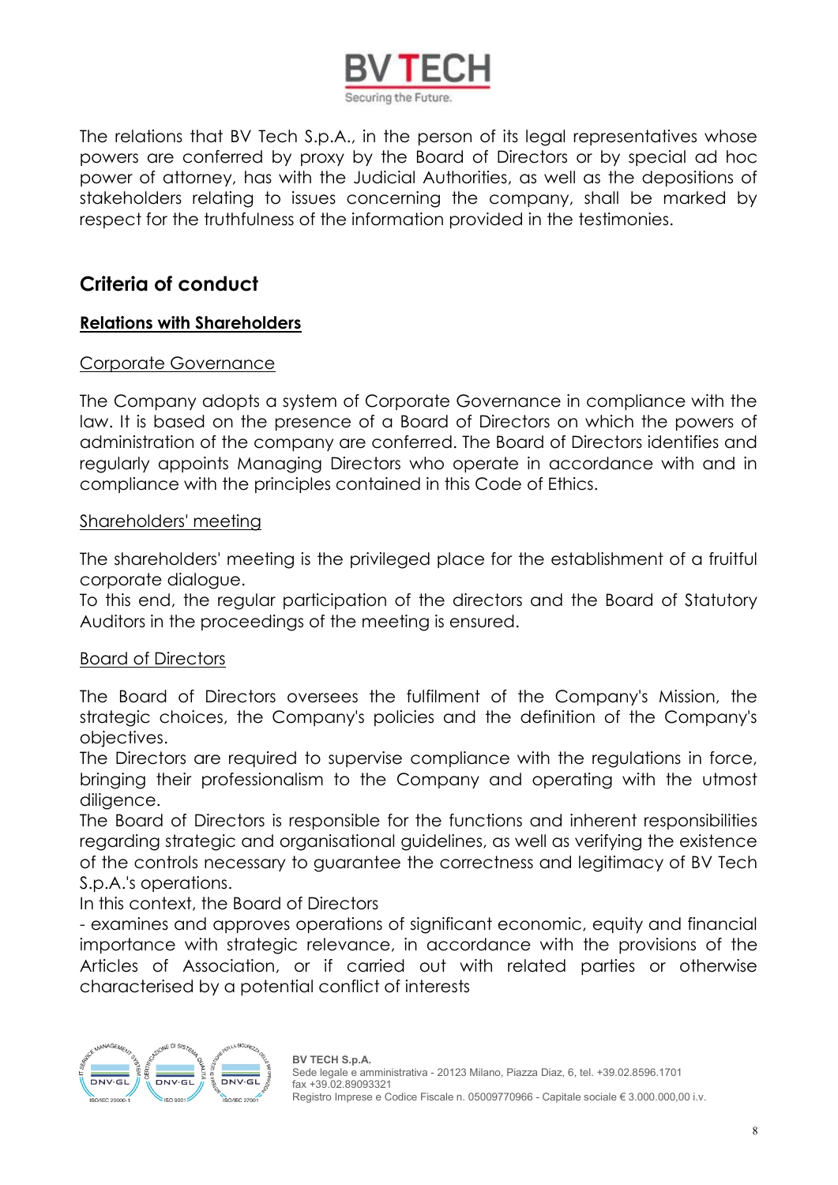The relations that BV Tech S.p.A., in the person of its legal representatives whose powers are conferred by proxy by the Board of Directors or by special ad hoc power of attorney, has with the Judicial Authorities, as well as the depositions of stakeholders relating to issues concerning the company, shall be marked by respect for the truthfulness of the information provided in the testimonies.

## Criteria of conduct

### Relations with Shareholders

Corporate Governance

The Company adopts a system of Corporate Governance in compliance with the law. It is based on the presence of a Board of Directors on which the powers of administration of the company are conferred. The Board of Directors identifies and regularly appoints Managing Directors who operate in accordance with and in compliance with the principles contained in this Code of Ethics.

Shareholders' meeting

The shareholders' meeting is the privileged place for the establishment of a fruitful corporate dialogue.
To this end, the regular participation of the directors and the Board of Statutory Auditors in the proceedings of the meeting is ensured.

Board of Directors

The Board of Directors oversees the fulfilment of the Company's Mission, the strategic choices, the Company's policies and the definition of the Company's objectives.
The Directors are required to supervise compliance with the regulations in force, bringing their professionalism to the Company and operating with the utmost diligence.
The Board of Directors is responsible for the functions and inherent responsibilities regarding strategic and organisational guidelines, as well as verifying the existence of the controls necessary to guarantee the correctness and legitimacy of BV Tech S.p.A.'s operations.
In this context, the Board of Directors
- examines and approves operations of significant economic, equity and financial importance with strategic relevance, in accordance with the provisions of the Articles of Association, or if carried out with related parties or otherwise characterised by a potential conflict of interests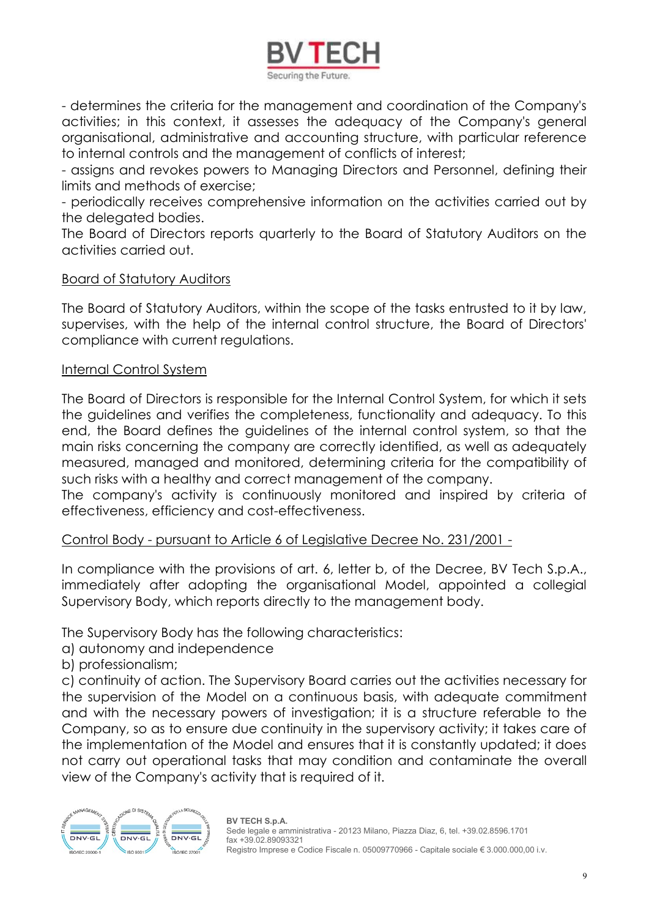- determines the criteria for the management and coordination of the Company's activities; in this context, it assesses the adequacy of the Company's general organisational, administrative and accounting structure, with particular reference to internal controls and the management of conflicts of interest;
- assigns and revokes powers to Managing Directors and Personnel, defining their limits and methods of exercise;
- periodically receives comprehensive information on the activities carried out by the delegated bodies.

The Board of Directors reports quarterly to the Board of Statutory Auditors on the activities carried out.

<u>Board of Statutory Auditors</u>

The Board of Statutory Auditors, within the scope of the tasks entrusted to it by law, supervises, with the help of the internal control structure, the Board of Directors' compliance with current regulations.

<u>Internal Control System</u>

The Board of Directors is responsible for the Internal Control System, for which it sets the guidelines and verifies the completeness, functionality and adequacy. To this end, the Board defines the guidelines of the internal control system, so that the main risks concerning the company are correctly identified, as well as adequately measured, managed and monitored, determining criteria for the compatibility of such risks with a healthy and correct management of the company.

The company's activity is continuously monitored and inspired by criteria of effectiveness, efficiency and cost-effectiveness.

<u>Control Body - pursuant to Article 6 of Legislative Decree No. 231/2001 -</u>

In compliance with the provisions of art. 6, letter b, of the Decree, BV Tech S.p.A., immediately after adopting the organisational Model, appointed a collegial Supervisory Body, which reports directly to the management body.

The Supervisory Body has the following characteristics:

a) autonomy and independence

b) professionalism;

c) continuity of action. The Supervisory Board carries out the activities necessary for the supervision of the Model on a continuous basis, with adequate commitment and with the necessary powers of investigation; it is a structure referable to the Company, so as to ensure due continuity in the supervisory activity; it takes care of the implementation of the Model and ensures that it is constantly updated; it does not carry out operational tasks that may condition and contaminate the overall view of the Company's activity that is required of it.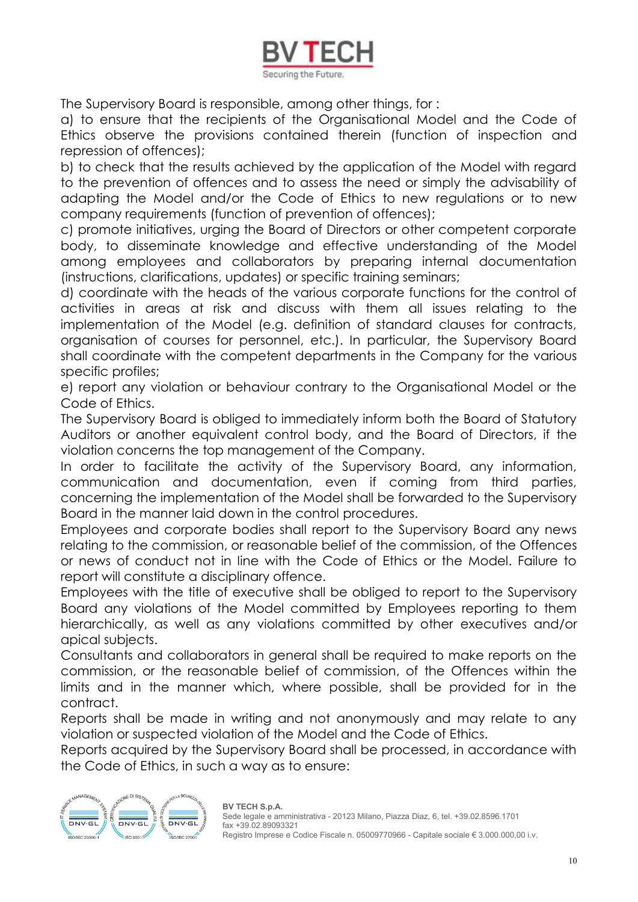The Supervisory Board is responsible, among other things, for :

a) to ensure that the recipients of the Organisational Model and the Code of Ethics observe the provisions contained therein (function of inspection and repression of offences);

b) to check that the results achieved by the application of the Model with regard to the prevention of offences and to assess the need or simply the advisability of adapting the Model and/or the Code of Ethics to new regulations or to new company requirements (function of prevention of offences);

c) promote initiatives, urging the Board of Directors or other competent corporate body, to disseminate knowledge and effective understanding of the Model among employees and collaborators by preparing internal documentation (instructions, clarifications, updates) or specific training seminars;

d) coordinate with the heads of the various corporate functions for the control of activities in areas at risk and discuss with them all issues relating to the implementation of the Model (e.g. definition of standard clauses for contracts, organisation of courses for personnel, etc.). In particular, the Supervisory Board shall coordinate with the competent departments in the Company for the various specific profiles;

e) report any violation or behaviour contrary to the Organisational Model or the Code of Ethics.

The Supervisory Board is obliged to immediately inform both the Board of Statutory Auditors or another equivalent control body, and the Board of Directors, if the violation concerns the top management of the Company.

In order to facilitate the activity of the Supervisory Board, any information, communication and documentation, even if coming from third parties, concerning the implementation of the Model shall be forwarded to the Supervisory Board in the manner laid down in the control procedures.

Employees and corporate bodies shall report to the Supervisory Board any news relating to the commission, or reasonable belief of the commission, of the Offences or news of conduct not in line with the Code of Ethics or the Model. Failure to report will constitute a disciplinary offence.

Employees with the title of executive shall be obliged to report to the Supervisory Board any violations of the Model committed by Employees reporting to them hierarchically, as well as any violations committed by other executives and/or apical subjects.

Consultants and collaborators in general shall be required to make reports on the commission, or the reasonable belief of commission, of the Offences within the limits and in the manner which, where possible, shall be provided for in the contract.

Reports shall be made in writing and not anonymously and may relate to any violation or suspected violation of the Model and the Code of Ethics.

Reports acquired by the Supervisory Board shall be processed, in accordance with the Code of Ethics, in such a way as to ensure: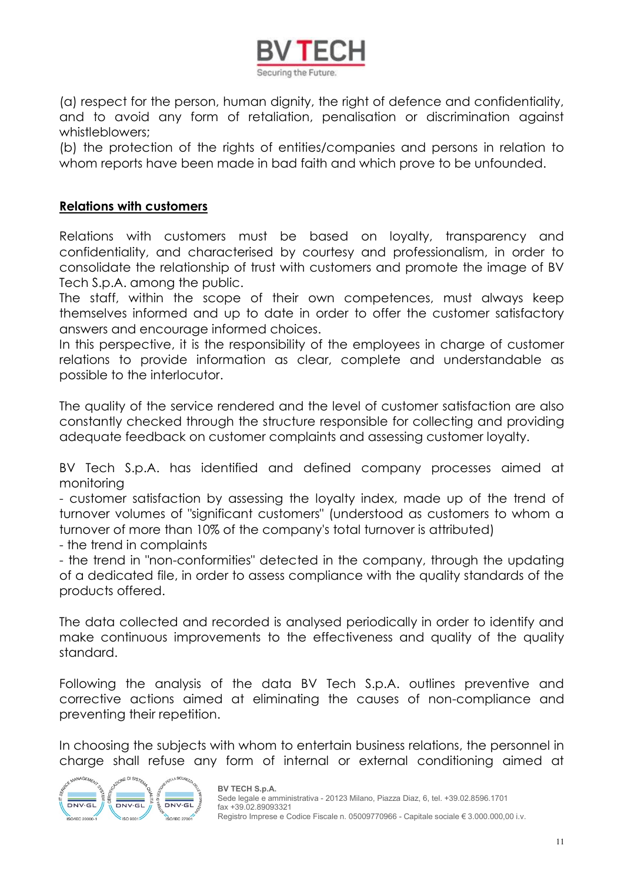(a) respect for the person, human dignity, the right of defence and confidentiality, and to avoid any form of retaliation, penalisation or discrimination against whistleblowers;
(b) the protection of the rights of entities/companies and persons in relation to whom reports have been made in bad faith and which prove to be unfounded.

**Relations with customers**

Relations with customers must be based on loyalty, transparency and confidentiality, and characterised by courtesy and professionalism, in order to consolidate the relationship of trust with customers and promote the image of BV Tech S.p.A. among the public.
The staff, within the scope of their own competences, must always keep themselves informed and up to date in order to offer the customer satisfactory answers and encourage informed choices.
In this perspective, it is the responsibility of the employees in charge of customer relations to provide information as clear, complete and understandable as possible to the interlocutor.

The quality of the service rendered and the level of customer satisfaction are also constantly checked through the structure responsible for collecting and providing adequate feedback on customer complaints and assessing customer loyalty.

BV Tech S.p.A. has identified and defined company processes aimed at monitoring

- customer satisfaction by assessing the loyalty index, made up of the trend of turnover volumes of "significant customers" (understood as customers to whom a turnover of more than 10% of the company's total turnover is attributed)
- the trend in complaints
- the trend in "non-conformities" detected in the company, through the updating of a dedicated file, in order to assess compliance with the quality standards of the products offered.

The data collected and recorded is analysed periodically in order to identify and make continuous improvements to the effectiveness and quality of the quality standard.

Following the analysis of the data BV Tech S.p.A. outlines preventive and corrective actions aimed at eliminating the causes of non-compliance and preventing their repetition.

In choosing the subjects with whom to entertain business relations, the personnel in charge shall refuse any form of internal or external conditioning aimed at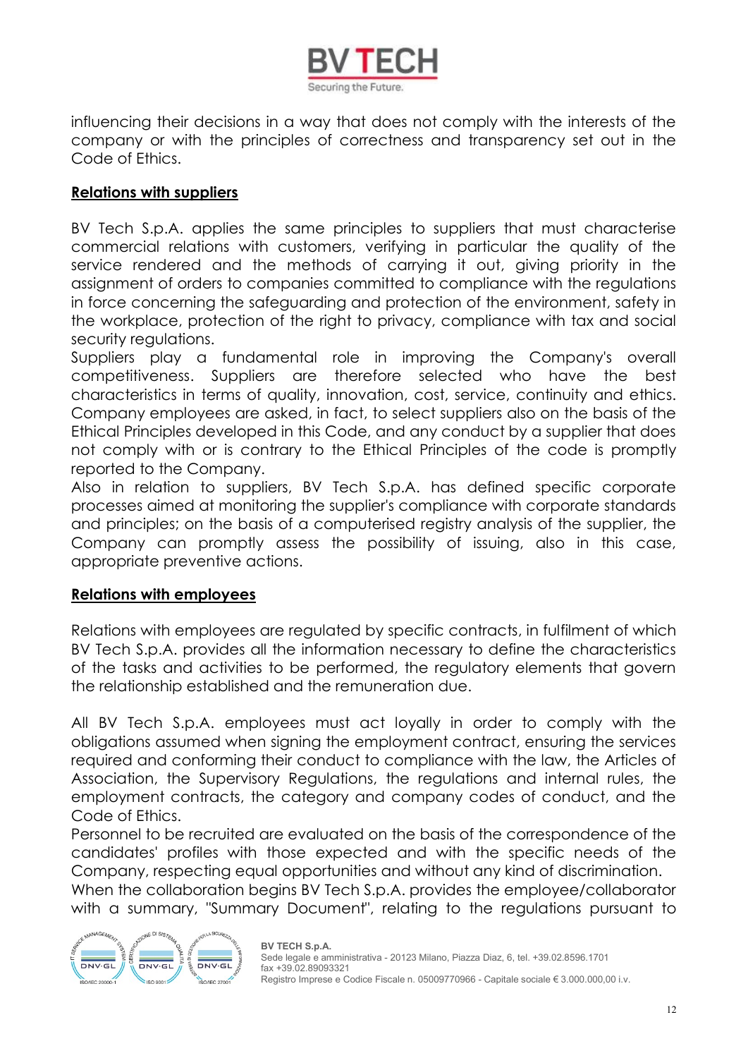influencing their decisions in a way that does not comply with the interests of the company or with the principles of correctness and transparency set out in the Code of Ethics.

**Relations with suppliers**

BV Tech S.p.A. applies the same principles to suppliers that must characterise commercial relations with customers, verifying in particular the quality of the service rendered and the methods of carrying it out, giving priority in the assignment of orders to companies committed to compliance with the regulations in force concerning the safeguarding and protection of the environment, safety in the workplace, protection of the right to privacy, compliance with tax and social security regulations.
Suppliers play a fundamental role in improving the Company's overall competitiveness. Suppliers are therefore selected who have the best characteristics in terms of quality, innovation, cost, service, continuity and ethics. Company employees are asked, in fact, to select suppliers also on the basis of the Ethical Principles developed in this Code, and any conduct by a supplier that does not comply with or is contrary to the Ethical Principles of the code is promptly reported to the Company.
Also in relation to suppliers, BV Tech S.p.A. has defined specific corporate processes aimed at monitoring the supplier's compliance with corporate standards and principles; on the basis of a computerised registry analysis of the supplier, the Company can promptly assess the possibility of issuing, also in this case, appropriate preventive actions.

**Relations with employees**

Relations with employees are regulated by specific contracts, in fulfilment of which BV Tech S.p.A. provides all the information necessary to define the characteristics of the tasks and activities to be performed, the regulatory elements that govern the relationship established and the remuneration due.

All BV Tech S.p.A. employees must act loyally in order to comply with the obligations assumed when signing the employment contract, ensuring the services required and conforming their conduct to compliance with the law, the Articles of Association, the Supervisory Regulations, the regulations and internal rules, the employment contracts, the category and company codes of conduct, and the Code of Ethics.
Personnel to be recruited are evaluated on the basis of the correspondence of the candidates' profiles with those expected and with the specific needs of the Company, respecting equal opportunities and without any kind of discrimination.
When the collaboration begins BV Tech S.p.A. provides the employee/collaborator with a summary, "Summary Document", relating to the regulations pursuant to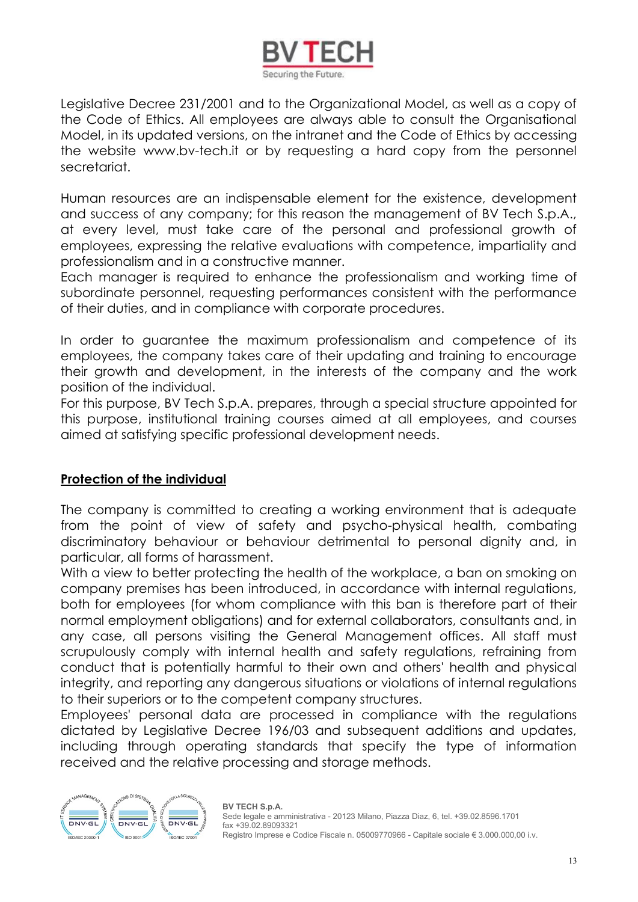Legislative Decree 231/2001 and to the Organizational Model, as well as a copy of the Code of Ethics. All employees are always able to consult the Organisational Model, in its updated versions, on the intranet and the Code of Ethics by accessing the website www.bv-tech.it or by requesting a hard copy from the personnel secretariat.

Human resources are an indispensable element for the existence, development and success of any company; for this reason the management of BV Tech S.p.A., at every level, must take care of the personal and professional growth of employees, expressing the relative evaluations with competence, impartiality and professionalism and in a constructive manner.
Each manager is required to enhance the professionalism and working time of subordinate personnel, requesting performances consistent with the performance of their duties, and in compliance with corporate procedures.

In order to guarantee the maximum professionalism and competence of its employees, the company takes care of their updating and training to encourage their growth and development, in the interests of the company and the work position of the individual.
For this purpose, BV Tech S.p.A. prepares, through a special structure appointed for this purpose, institutional training courses aimed at all employees, and courses aimed at satisfying specific professional development needs.

## Protection of the individual

The company is committed to creating a working environment that is adequate from the point of view of safety and psycho-physical health, combating discriminatory behaviour or behaviour detrimental to personal dignity and, in particular, all forms of harassment.
With a view to better protecting the health of the workplace, a ban on smoking on company premises has been introduced, in accordance with internal regulations, both for employees (for whom compliance with this ban is therefore part of their normal employment obligations) and for external collaborators, consultants and, in any case, all persons visiting the General Management offices. All staff must scrupulously comply with internal health and safety regulations, refraining from conduct that is potentially harmful to their own and others' health and physical integrity, and reporting any dangerous situations or violations of internal regulations to their superiors or to the competent company structures.
Employees' personal data are processed in compliance with the regulations dictated by Legislative Decree 196/03 and subsequent additions and updates, including through operating standards that specify the type of information received and the relative processing and storage methods.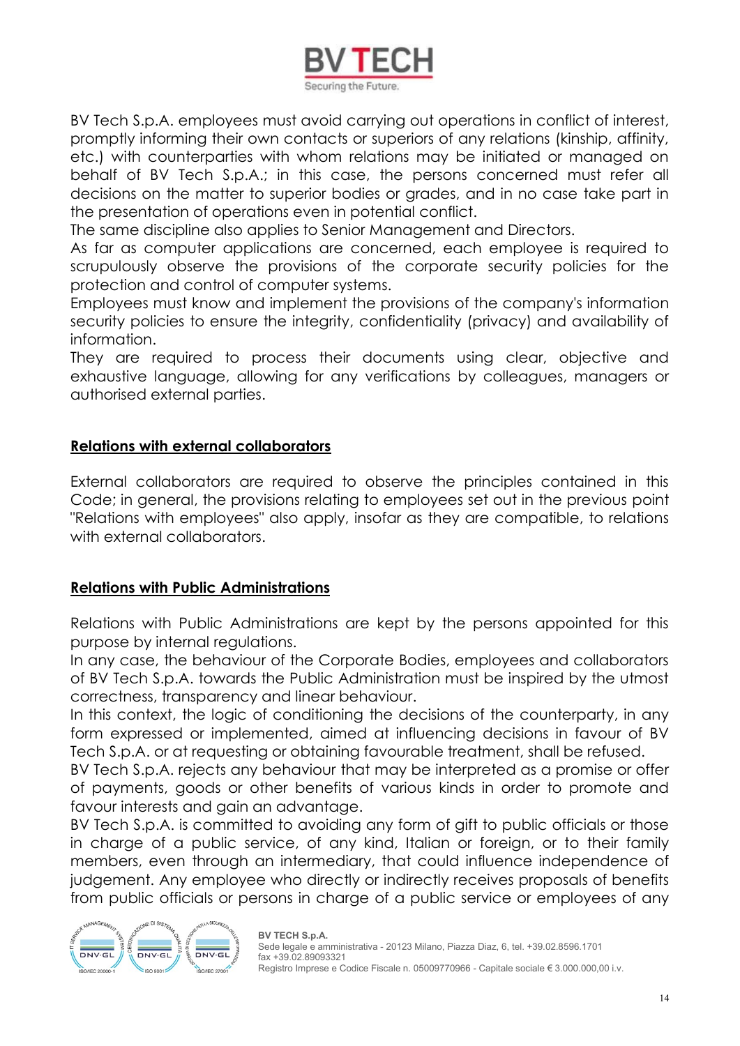BV Tech S.p.A. employees must avoid carrying out operations in conflict of interest, promptly informing their own contacts or superiors of any relations (kinship, affinity, etc.) with counterparties with whom relations may be initiated or managed on behalf of BV Tech S.p.A.; in this case, the persons concerned must refer all decisions on the matter to superior bodies or grades, and in no case take part in the presentation of operations even in potential conflict.
The same discipline also applies to Senior Management and Directors.
As far as computer applications are concerned, each employee is required to scrupulously observe the provisions of the corporate security policies for the protection and control of computer systems.
Employees must know and implement the provisions of the company's information security policies to ensure the integrity, confidentiality (privacy) and availability of information.
They are required to process their documents using clear, objective and exhaustive language, allowing for any verifications by colleagues, managers or authorised external parties.

## Relations with external collaborators

External collaborators are required to observe the principles contained in this Code; in general, the provisions relating to employees set out in the previous point "Relations with employees" also apply, insofar as they are compatible, to relations with external collaborators.

## Relations with Public Administrations

Relations with Public Administrations are kept by the persons appointed for this purpose by internal regulations.
In any case, the behaviour of the Corporate Bodies, employees and collaborators of BV Tech S.p.A. towards the Public Administration must be inspired by the utmost correctness, transparency and linear behaviour.
In this context, the logic of conditioning the decisions of the counterparty, in any form expressed or implemented, aimed at influencing decisions in favour of BV Tech S.p.A. or at requesting or obtaining favourable treatment, shall be refused.
BV Tech S.p.A. rejects any behaviour that may be interpreted as a promise or offer of payments, goods or other benefits of various kinds in order to promote and favour interests and gain an advantage.
BV Tech S.p.A. is committed to avoiding any form of gift to public officials or those in charge of a public service, of any kind, Italian or foreign, or to their family members, even through an intermediary, that could influence independence of judgement. Any employee who directly or indirectly receives proposals of benefits from public officials or persons in charge of a public service or employees of any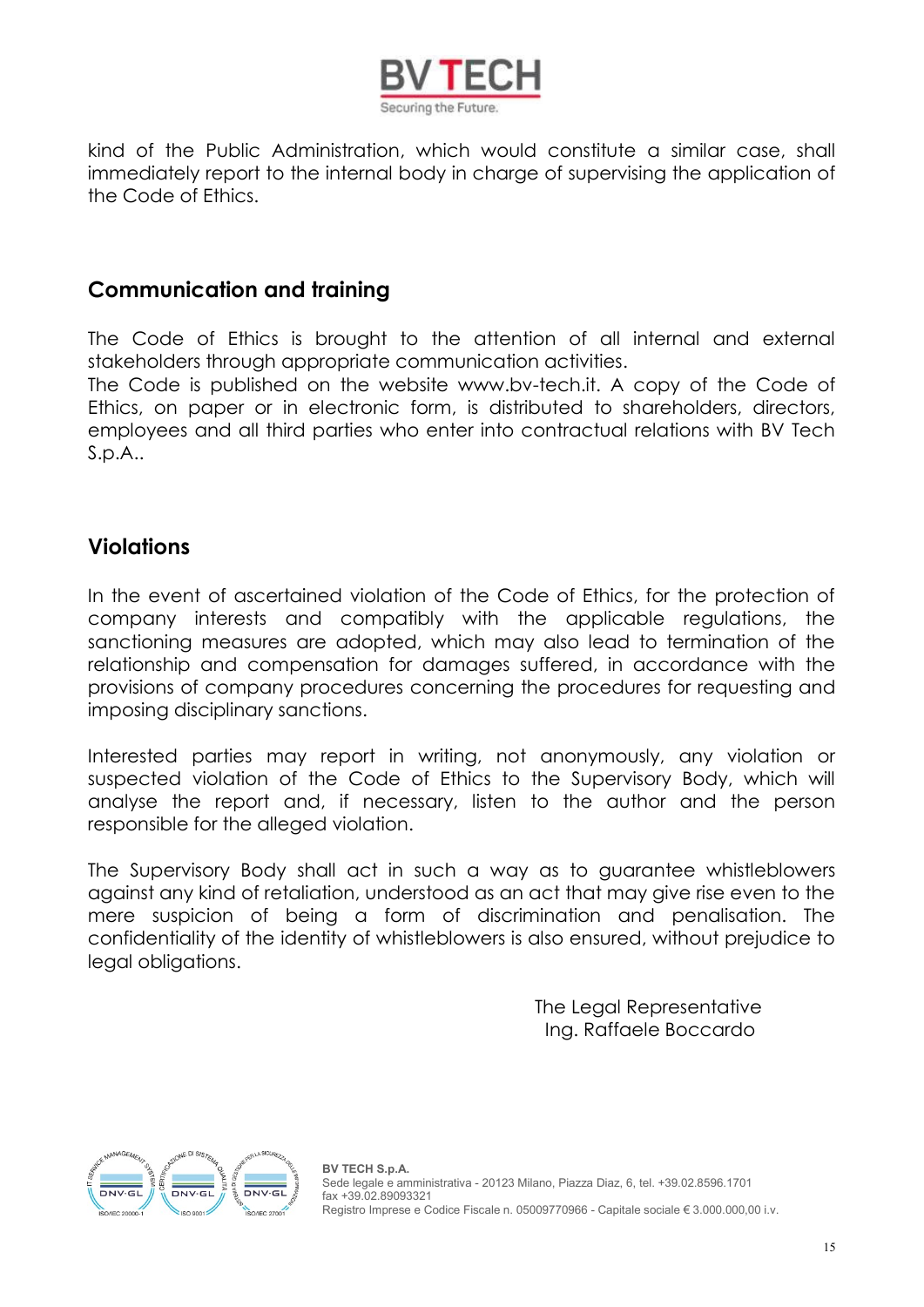kind of the Public Administration, which would constitute a similar case, shall immediately report to the internal body in charge of supervising the application of the Code of Ethics.

## Communication and training

The Code of Ethics is brought to the attention of all internal and external stakeholders through appropriate communication activities.
The Code is published on the website www.bv-tech.it. A copy of the Code of Ethics, on paper or in electronic form, is distributed to shareholders, directors, employees and all third parties who enter into contractual relations with BV Tech S.p.A..

## Violations

In the event of ascertained violation of the Code of Ethics, for the protection of company interests and compatibly with the applicable regulations, the sanctioning measures are adopted, which may also lead to termination of the relationship and compensation for damages suffered, in accordance with the provisions of company procedures concerning the procedures for requesting and imposing disciplinary sanctions.

Interested parties may report in writing, not anonymously, any violation or suspected violation of the Code of Ethics to the Supervisory Body, which will analyse the report and, if necessary, listen to the author and the person responsible for the alleged violation.

The Supervisory Body shall act in such a way as to guarantee whistleblowers against any kind of retaliation, understood as an act that may give rise even to the mere suspicion of being a form of discrimination and penalisation. The confidentiality of the identity of whistleblowers is also ensured, without prejudice to legal obligations.

The Legal Representative
Ing. Raffaele Boccardo